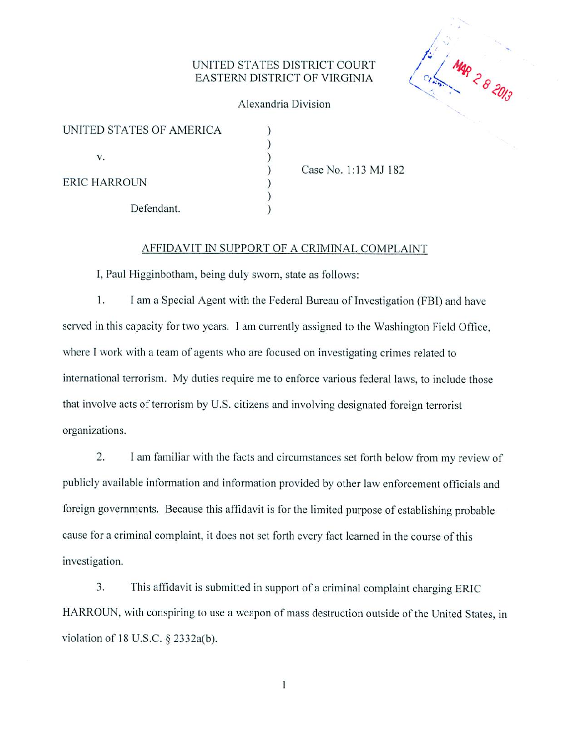UNITED STATES DISTRICT COURT
EASTERN DISTRICT OF VIRGINIA

Alexandria Division

MAR 28 2013

| | | |
|---|---|---|
| UNITED STATES OF AMERICA | ) | |
| | ) | |
| v. | ) | |
| | ) | Case No. 1:13 MJ 182 |
| ERIC HARROUN | ) | |
| | ) | |
| Defendant. | ) | |

## AFFIDAVIT IN SUPPORT OF A CRIMINAL COMPLAINT

I, Paul Higginbotham, being duly sworn, state as follows:

1. I am a Special Agent with the Federal Bureau of Investigation (FBI) and have served in this capacity for two years. I am currently assigned to the Washington Field Office, where I work with a team of agents who are focused on investigating crimes related to international terrorism. My duties require me to enforce various federal laws, to include those that involve acts of terrorism by U.S. citizens and involving designated foreign terrorist organizations.

2. I am familiar with the facts and circumstances set forth below from my review of publicly available information and information provided by other law enforcement officials and foreign governments. Because this affidavit is for the limited purpose of establishing probable cause for a criminal complaint, it does not set forth every fact learned in the course of this investigation.

3. This affidavit is submitted in support of a criminal complaint charging ERIC HARROUN, with conspiring to use a weapon of mass destruction outside of the United States, in violation of 18 U.S.C. § 2332a(b).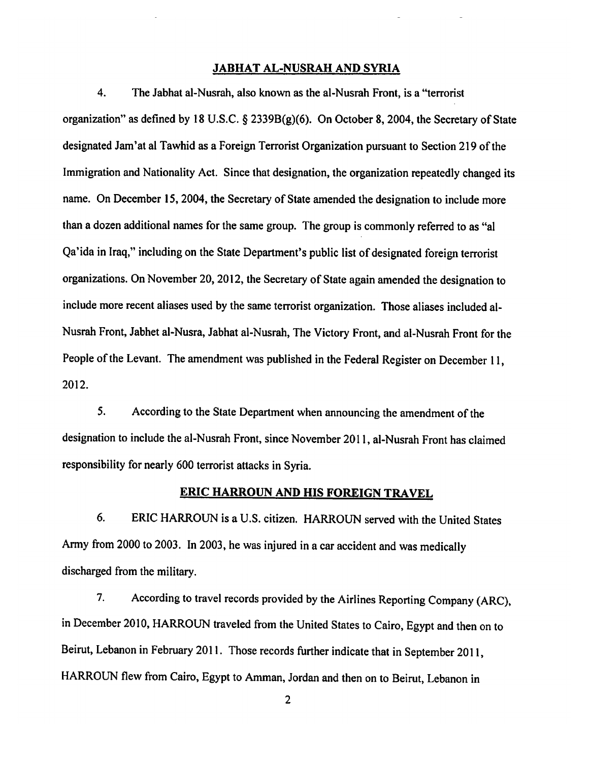## JABHAT AL-NUSRAH AND SYRIA

4. The Jabhat al-Nusrah, also known as the al-Nusrah Front, is a "terrorist organization" as defined by 18 U.S.C. § 2339B(g)(6). On October 8, 2004, the Secretary of State designated Jam'at al Tawhid as a Foreign Terrorist Organization pursuant to Section 219 of the Immigration and Nationality Act. Since that designation, the organization repeatedly changed its name. On December 15, 2004, the Secretary of State amended the designation to include more than a dozen additional names for the same group. The group is commonly referred to as "al Qa'ida in Iraq," including on the State Department's public list of designated foreign terrorist organizations. On November 20, 2012, the Secretary of State again amended the designation to include more recent aliases used by the same terrorist organization. Those aliases included al-Nusrah Front, Jabhet al-Nusra, Jabhat al-Nusrah, The Victory Front, and al-Nusrah Front for the People of the Levant. The amendment was published in the Federal Register on December 11, 2012.

5. According to the State Department when announcing the amendment of the designation to include the al-Nusrah Front, since November 2011, al-Nusrah Front has claimed responsibility for nearly 600 terrorist attacks in Syria.

## ERIC HARROUN AND HIS FOREIGN TRAVEL

6. ERIC HARROUN is a U.S. citizen. HARROUN served with the United States Army from 2000 to 2003. In 2003, he was injured in a car accident and was medically discharged from the military.

7. According to travel records provided by the Airlines Reporting Company (ARC), in December 2010, HARROUN traveled from the United States to Cairo, Egypt and then on to Beirut, Lebanon in February 2011. Those records further indicate that in September 2011, HARROUN flew from Cairo, Egypt to Amman, Jordan and then on to Beirut, Lebanon in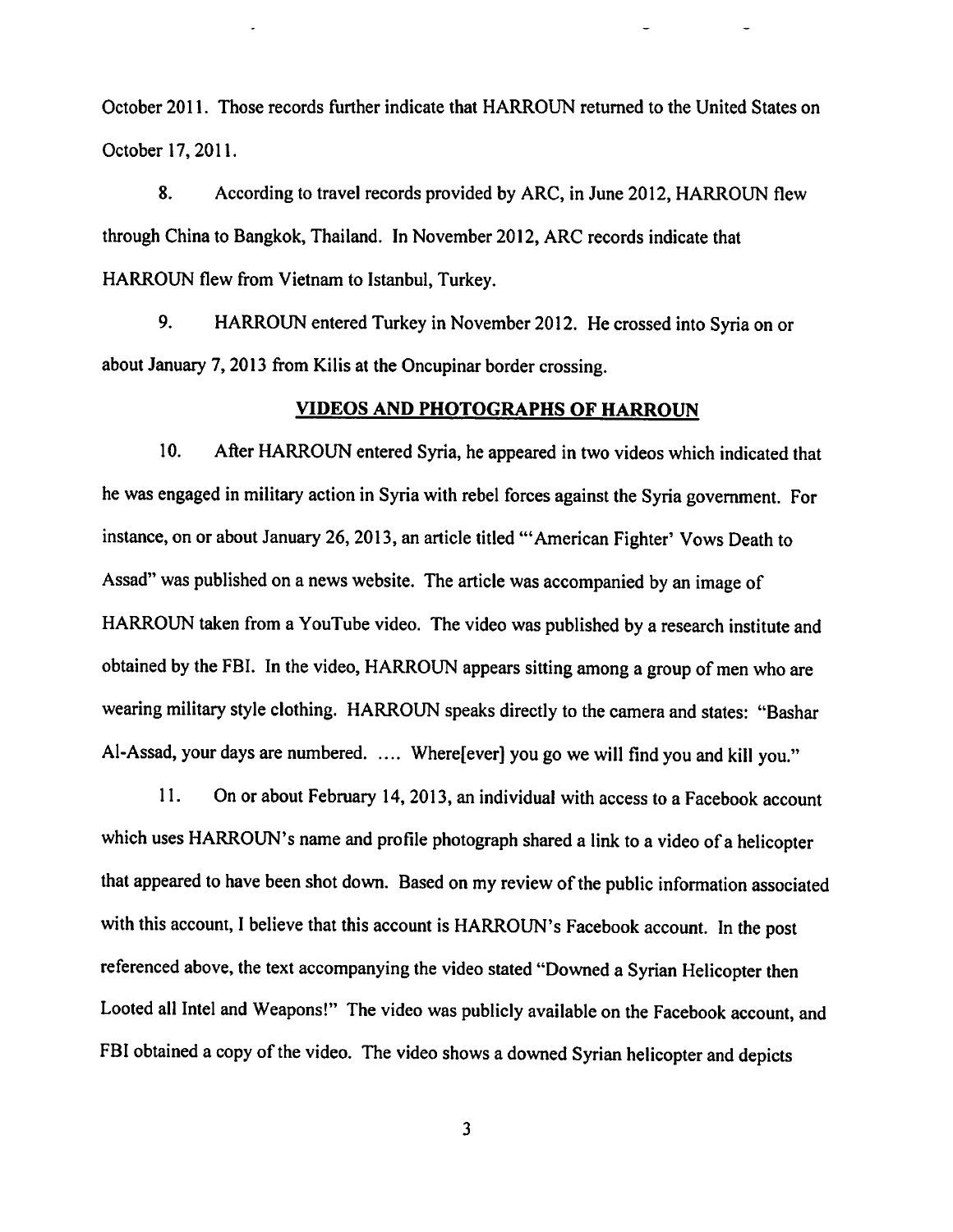October 2011. Those records further indicate that HARROUN returned to the United States on October 17, 2011.

8. According to travel records provided by ARC, in June 2012, HARROUN flew through China to Bangkok, Thailand. In November 2012, ARC records indicate that HARROUN flew from Vietnam to Istanbul, Turkey.

9. HARROUN entered Turkey in November 2012. He crossed into Syria on or about January 7, 2013 from Kilis at the Oncupinar border crossing.

## VIDEOS AND PHOTOGRAPHS OF HARROUN

10. After HARROUN entered Syria, he appeared in two videos which indicated that he was engaged in military action in Syria with rebel forces against the Syria government. For instance, on or about January 26, 2013, an article titled "'American Fighter' Vows Death to Assad" was published on a news website. The article was accompanied by an image of HARROUN taken from a YouTube video. The video was published by a research institute and obtained by the FBI. In the video, HARROUN appears sitting among a group of men who are wearing military style clothing. HARROUN speaks directly to the camera and states: "Bashar Al-Assad, your days are numbered. .... Where[ever] you go we will find you and kill you."

11. On or about February 14, 2013, an individual with access to a Facebook account which uses HARROUN's name and profile photograph shared a link to a video of a helicopter that appeared to have been shot down. Based on my review of the public information associated with this account, I believe that this account is HARROUN's Facebook account. In the post referenced above, the text accompanying the video stated "Downed a Syrian Helicopter then Looted all Intel and Weapons!" The video was publicly available on the Facebook account, and FBI obtained a copy of the video. The video shows a downed Syrian helicopter and depicts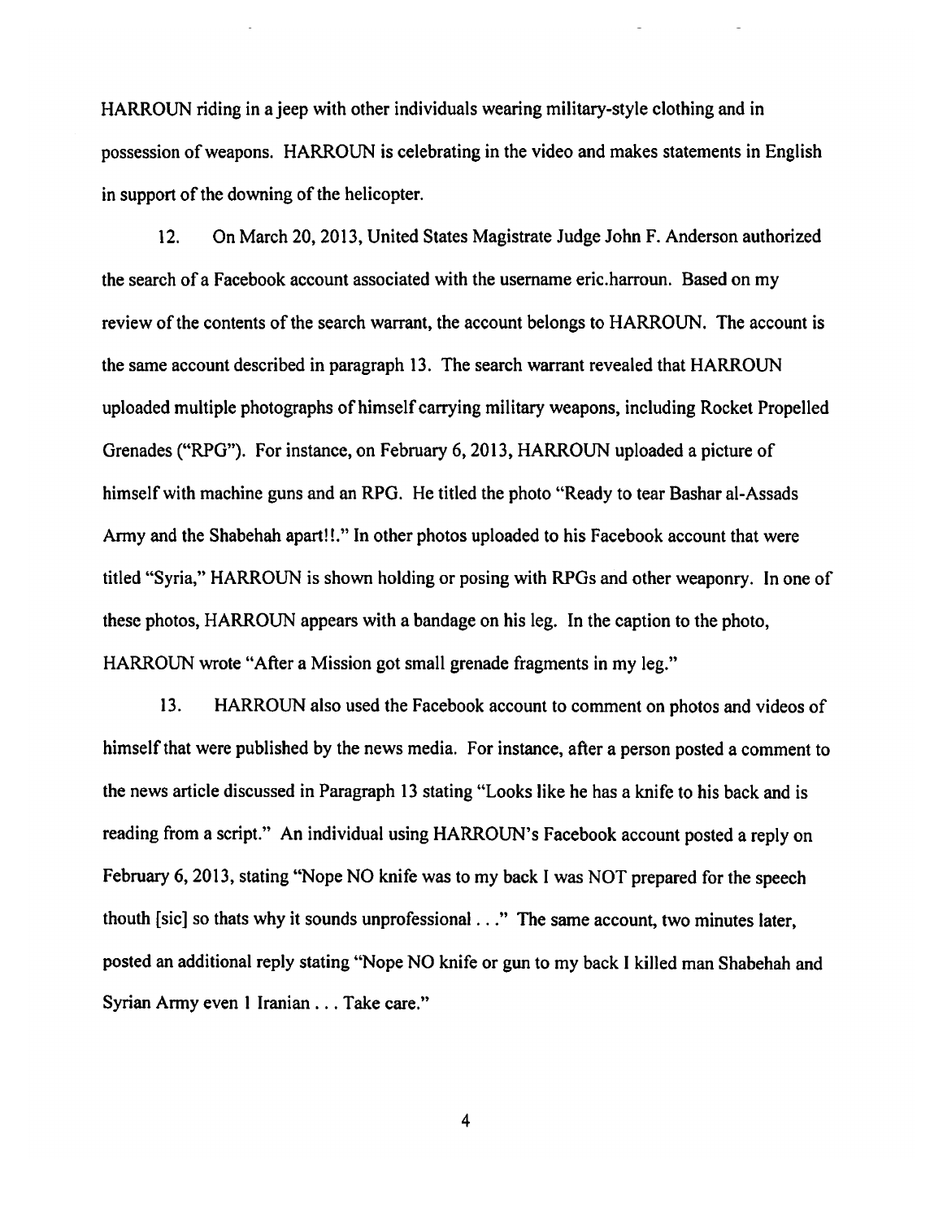HARROUN riding in a jeep with other individuals wearing military-style clothing and in possession of weapons. HARROUN is celebrating in the video and makes statements in English in support of the downing of the helicopter.

12. On March 20, 2013, United States Magistrate Judge John F. Anderson authorized the search of a Facebook account associated with the username eric.harroun. Based on my review of the contents of the search warrant, the account belongs to HARROUN. The account is the same account described in paragraph 13. The search warrant revealed that HARROUN uploaded multiple photographs of himself carrying military weapons, including Rocket Propelled Grenades ("RPG"). For instance, on February 6, 2013, HARROUN uploaded a picture of himself with machine guns and an RPG. He titled the photo "Ready to tear Bashar al-Assads Army and the Shabehah apart!!." In other photos uploaded to his Facebook account that were titled "Syria," HARROUN is shown holding or posing with RPGs and other weaponry. In one of these photos, HARROUN appears with a bandage on his leg. In the caption to the photo, HARROUN wrote "After a Mission got small grenade fragments in my leg."

13. HARROUN also used the Facebook account to comment on photos and videos of himself that were published by the news media. For instance, after a person posted a comment to the news article discussed in Paragraph 13 stating "Looks like he has a knife to his back and is reading from a script." An individual using HARROUN's Facebook account posted a reply on February 6, 2013, stating "Nope NO knife was to my back I was NOT prepared for the speech thouth [sic] so thats why it sounds unprofessional . . ." The same account, two minutes later, posted an additional reply stating "Nope NO knife or gun to my back I killed man Shabehah and Syrian Army even 1 Iranian . . . Take care."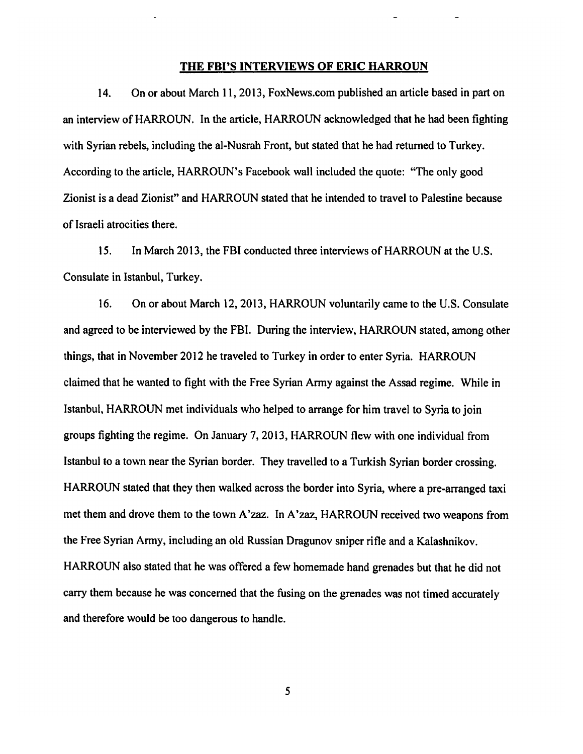## THE FBI'S INTERVIEWS OF ERIC HARROUN

14. On or about March 11, 2013, FoxNews.com published an article based in part on an interview of HARROUN. In the article, HARROUN acknowledged that he had been fighting with Syrian rebels, including the al-Nusrah Front, but stated that he had returned to Turkey. According to the article, HARROUN's Facebook wall included the quote: "The only good Zionist is a dead Zionist" and HARROUN stated that he intended to travel to Palestine because of Israeli atrocities there.

15. In March 2013, the FBI conducted three interviews of HARROUN at the U.S. Consulate in Istanbul, Turkey.

16. On or about March 12, 2013, HARROUN voluntarily came to the U.S. Consulate and agreed to be interviewed by the FBI. During the interview, HARROUN stated, among other things, that in November 2012 he traveled to Turkey in order to enter Syria. HARROUN claimed that he wanted to fight with the Free Syrian Army against the Assad regime. While in Istanbul, HARROUN met individuals who helped to arrange for him travel to Syria to join groups fighting the regime. On January 7, 2013, HARROUN flew with one individual from Istanbul to a town near the Syrian border. They travelled to a Turkish Syrian border crossing. HARROUN stated that they then walked across the border into Syria, where a pre-arranged taxi met them and drove them to the town A'zaz. In A'zaz, HARROUN received two weapons from the Free Syrian Army, including an old Russian Dragunov sniper rifle and a Kalashnikov. HARROUN also stated that he was offered a few homemade hand grenades but that he did not carry them because he was concerned that the fusing on the grenades was not timed accurately and therefore would be too dangerous to handle.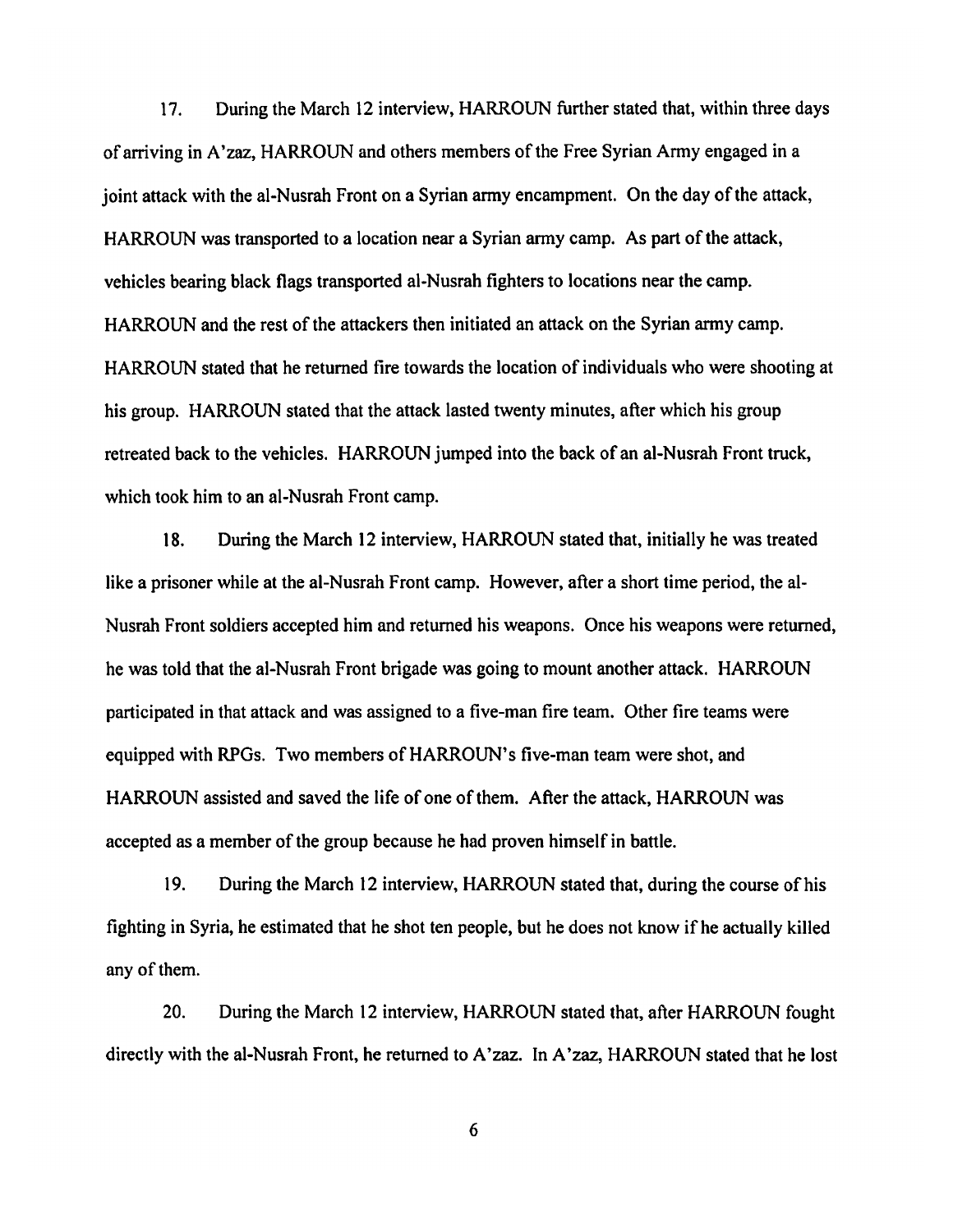17. During the March 12 interview, HARROUN further stated that, within three days of arriving in A'zaz, HARROUN and others members of the Free Syrian Army engaged in a joint attack with the al-Nusrah Front on a Syrian army encampment. On the day of the attack, HARROUN was transported to a location near a Syrian army camp. As part of the attack, vehicles bearing black flags transported al-Nusrah fighters to locations near the camp. HARROUN and the rest of the attackers then initiated an attack on the Syrian army camp. HARROUN stated that he returned fire towards the location of individuals who were shooting at his group. HARROUN stated that the attack lasted twenty minutes, after which his group retreated back to the vehicles. HARROUN jumped into the back of an al-Nusrah Front truck, which took him to an al-Nusrah Front camp.

18. During the March 12 interview, HARROUN stated that, initially he was treated like a prisoner while at the al-Nusrah Front camp. However, after a short time period, the al-Nusrah Front soldiers accepted him and returned his weapons. Once his weapons were returned, he was told that the al-Nusrah Front brigade was going to mount another attack. HARROUN participated in that attack and was assigned to a five-man fire team. Other fire teams were equipped with RPGs. Two members of HARROUN's five-man team were shot, and HARROUN assisted and saved the life of one of them. After the attack, HARROUN was accepted as a member of the group because he had proven himself in battle.

19. During the March 12 interview, HARROUN stated that, during the course of his fighting in Syria, he estimated that he shot ten people, but he does not know if he actually killed any of them.

20. During the March 12 interview, HARROUN stated that, after HARROUN fought directly with the al-Nusrah Front, he returned to A'zaz. In A'zaz, HARROUN stated that he lost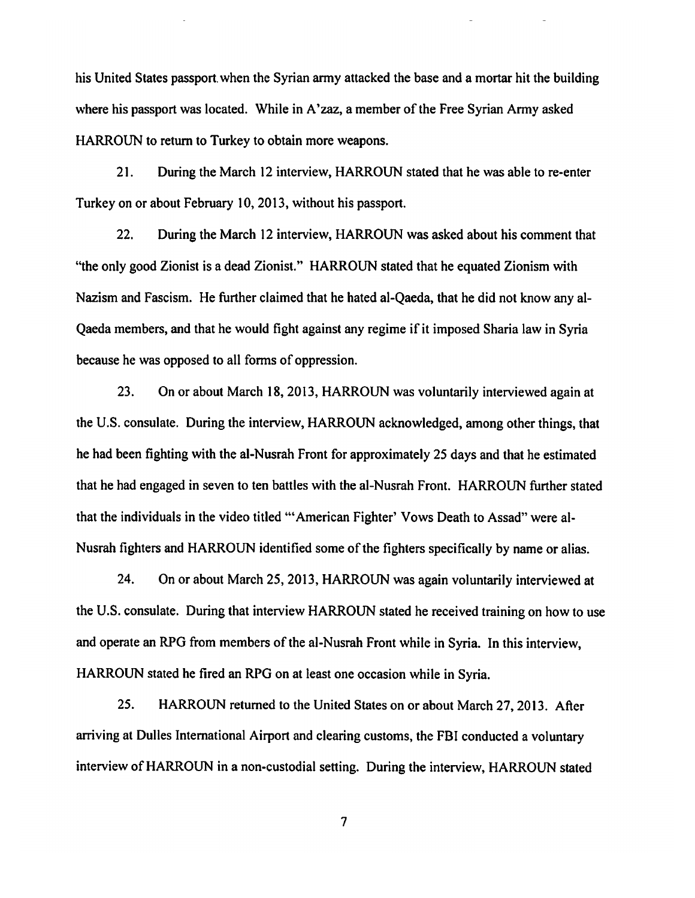his United States passport when the Syrian army attacked the base and a mortar hit the building where his passport was located. While in A'zaz, a member of the Free Syrian Army asked HARROUN to return to Turkey to obtain more weapons.

21. During the March 12 interview, HARROUN stated that he was able to re-enter Turkey on or about February 10, 2013, without his passport.

22. During the March 12 interview, HARROUN was asked about his comment that "the only good Zionist is a dead Zionist." HARROUN stated that he equated Zionism with Nazism and Fascism. He further claimed that he hated al-Qaeda, that he did not know any al-Qaeda members, and that he would fight against any regime if it imposed Sharia law in Syria because he was opposed to all forms of oppression.

23. On or about March 18, 2013, HARROUN was voluntarily interviewed again at the U.S. consulate. During the interview, HARROUN acknowledged, among other things, that he had been fighting with the al-Nusrah Front for approximately 25 days and that he estimated that he had engaged in seven to ten battles with the al-Nusrah Front. HARROUN further stated that the individuals in the video titled "'American Fighter' Vows Death to Assad" were al-Nusrah fighters and HARROUN identified some of the fighters specifically by name or alias.

24. On or about March 25, 2013, HARROUN was again voluntarily interviewed at the U.S. consulate. During that interview HARROUN stated he received training on how to use and operate an RPG from members of the al-Nusrah Front while in Syria. In this interview, HARROUN stated he fired an RPG on at least one occasion while in Syria.

25. HARROUN returned to the United States on or about March 27, 2013. After arriving at Dulles International Airport and clearing customs, the FBI conducted a voluntary interview of HARROUN in a non-custodial setting. During the interview, HARROUN stated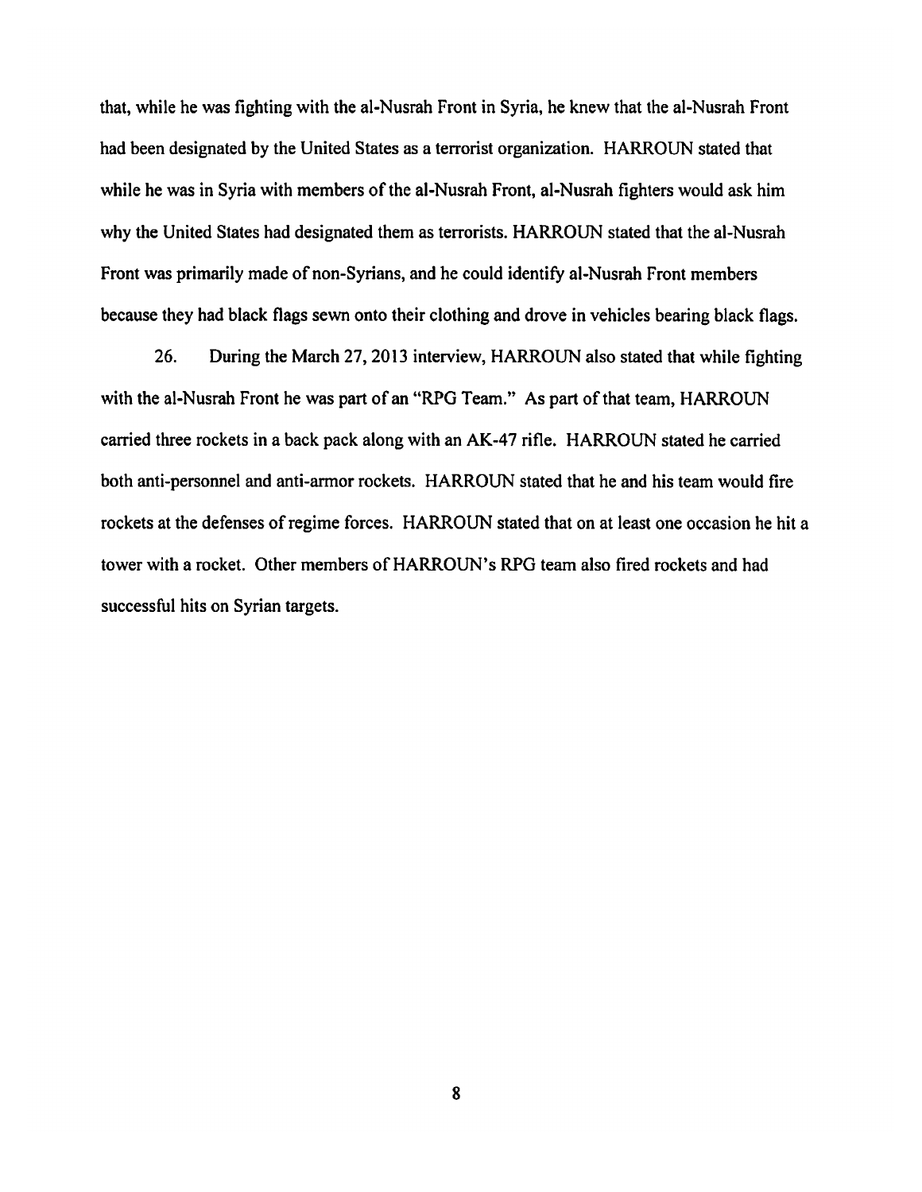that, while he was fighting with the al-Nusrah Front in Syria, he knew that the al-Nusrah Front had been designated by the United States as a terrorist organization. HARROUN stated that while he was in Syria with members of the al-Nusrah Front, al-Nusrah fighters would ask him why the United States had designated them as terrorists. HARROUN stated that the al-Nusrah Front was primarily made of non-Syrians, and he could identify al-Nusrah Front members because they had black flags sewn onto their clothing and drove in vehicles bearing black flags.

26. During the March 27, 2013 interview, HARROUN also stated that while fighting with the al-Nusrah Front he was part of an "RPG Team." As part of that team, HARROUN carried three rockets in a back pack along with an AK-47 rifle. HARROUN stated he carried both anti-personnel and anti-armor rockets. HARROUN stated that he and his team would fire rockets at the defenses of regime forces. HARROUN stated that on at least one occasion he hit a tower with a rocket. Other members of HARROUN's RPG team also fired rockets and had successful hits on Syrian targets.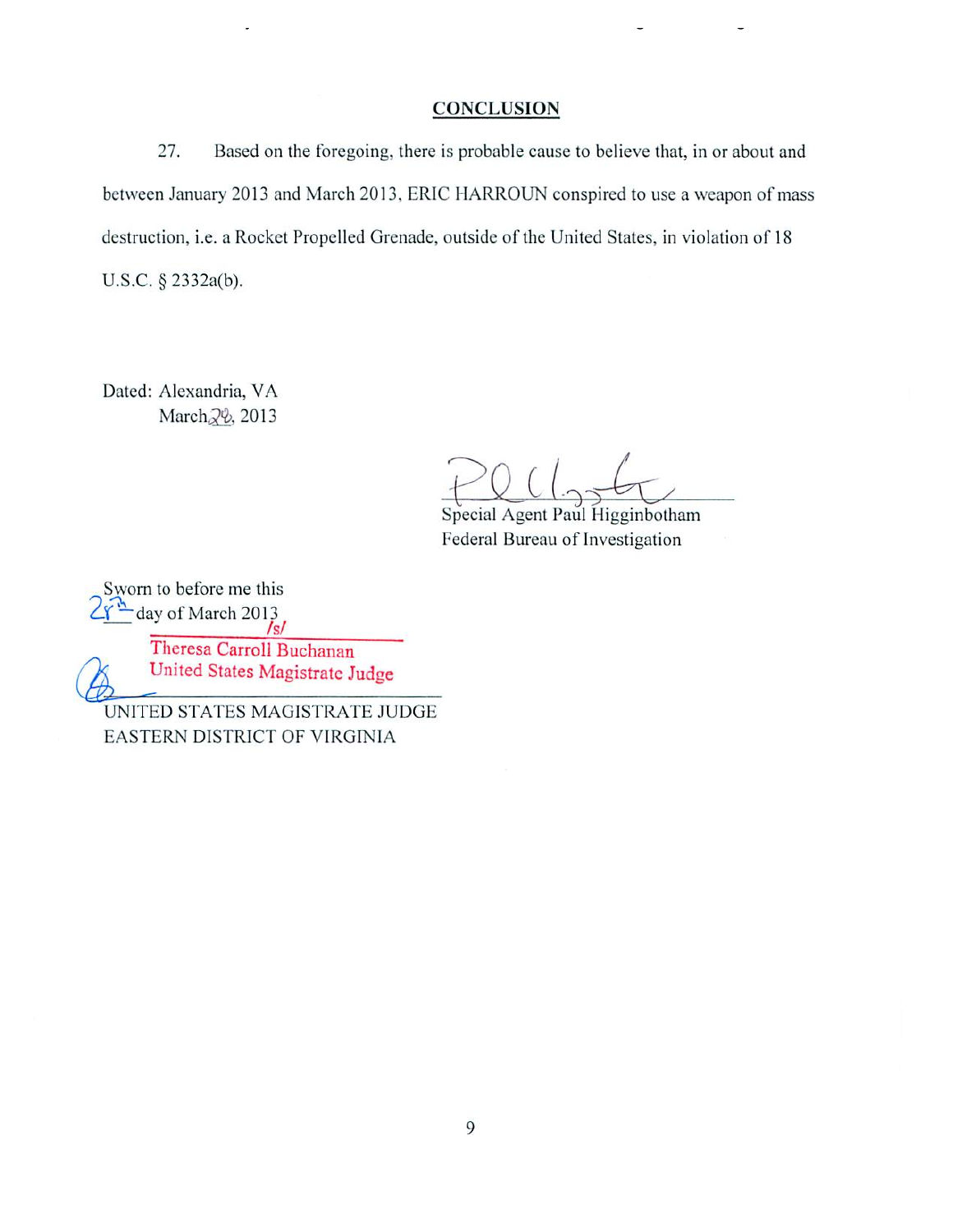## CONCLUSION

27. Based on the foregoing, there is probable cause to believe that, in or about and between January 2013 and March 2013, ERIC HARROUN conspired to use a weapon of mass destruction, i.e. a Rocket Propelled Grenade, outside of the United States, in violation of 18 U.S.C. § 2332a(b).

Dated: Alexandria, VA
March 28, 2013

Special Agent Paul Higginbotham
Federal Bureau of Investigation

Sworn to before me this
28th day of March 2013

/s/
Theresa Carroll Buchanan
United States Magistrate Judge

UNITED STATES MAGISTRATE JUDGE
EASTERN DISTRICT OF VIRGINIA